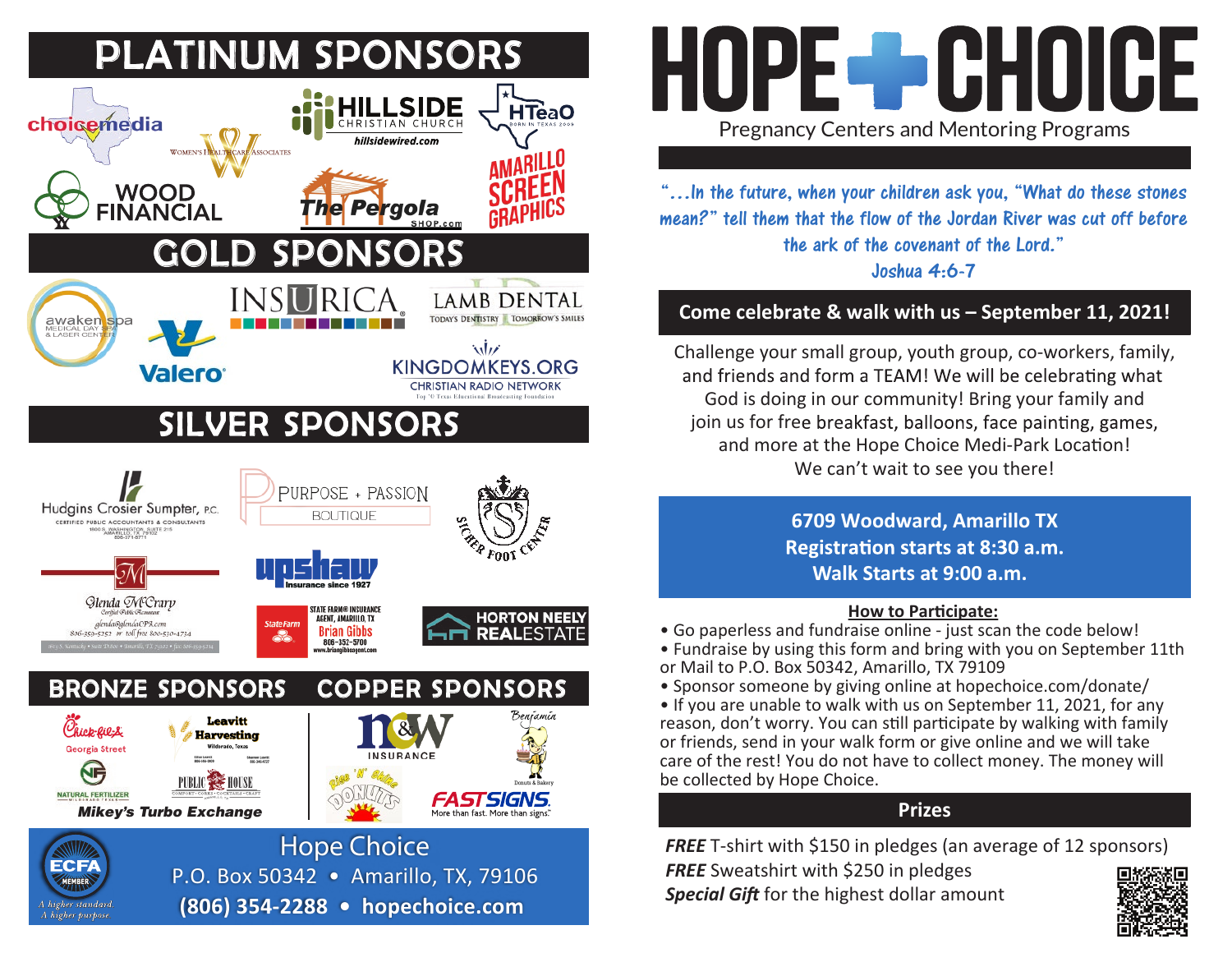## PLATINUM SPONSORS

choicemedia

Women's Healthcare Associates

HILLSIDE CHRISTIAN CHURCH
hillsidewired.com

HTeaO

WOOD FINANCIAL

The Pergola SHOP.com

AMARILLO SCREEN GRAPHICS

## GOLD SPONSORS

awaken spa MEDICAL DAY SPA & LASER CENTER

Valero

INSURICA

LAMB DENTAL
TODAY'S DENTISTRY | TOMORROW'S SMILES

KINGDOMKEYS.ORG
CHRISTIAN RADIO NETWORK

## SILVER SPONSORS

Hudgins Crosier Sumpter, P.C.
CERTIFIED PUBLIC ACCOUNTANTS & CONSULTANTS

PURPOSE + PASSION BOUTIQUE

SICHER FOOT CENTER

Glenda McCrary
Certified Public Accountant
glenda@glendaCPA.com
806-350-5252 or toll free 800-530-4734

upshaw Insurance since 1927

State Farm
STATE FARM® INSURANCE AGENT, AMARILLO, TX
Brian Gibbs
806-352-5700
www.briangibbsagent.com

HORTON NEELY REALESTATE

## BRONZE SPONSORS

Chick-fil-A Georgia Street

Leavitt Harvesting
Wildorado, Texas

NATURAL FERTILIZER

PUBLIC HOUSE

Mikey's Turbo Exchange

## COPPER SPONSORS

N&W INSURANCE

Benjamin Donuts & Bakery

Rise 'N' Shine DONUTS

FASTSIGNS. More than fast. More than signs.

ECFA MEMBER
*A higher standard. A higher purpose.*

**Hope Choice**
P.O. Box 50342 • Amarillo, TX, 79106
**(806) 354-2288 • hopechoice.com**

# HOPE CHOICE

Pregnancy Centers and Mentoring Programs

*"...In the future, when your children ask you, "What do these stones mean?" tell them that the flow of the Jordan River was cut off before the ark of the covenant of the Lord."*
*Joshua 4:6-7*

## Come celebrate & walk with us – September 11, 2021!

Challenge your small group, youth group, co-workers, family, and friends and form a TEAM! We will be celebrating what God is doing in our community! Bring your family and join us for free breakfast, balloons, face painting, games, and more at the Hope Choice Medi-Park Location! We can't wait to see you there!

**6709 Woodward, Amarillo TX**
**Registration starts at 8:30 a.m.**
**Walk Starts at 9:00 a.m.**

**How to Participate:**

- Go paperless and fundraise online - just scan the code below!
- Fundraise by using this form and bring with you on September 11th or Mail to P.O. Box 50342, Amarillo, TX 79109
- Sponsor someone by giving online at hopechoice.com/donate/
- If you are unable to walk with us on September 11, 2021, for any reason, don't worry. You can still participate by walking with family or friends, send in your walk form or give online and we will take care of the rest! You do not have to collect money. The money will be collected by Hope Choice.

## Prizes

***FREE*** T-shirt with $150 in pledges (an average of 12 sponsors)
***FREE*** Sweatshirt with $250 in pledges
***Special Gift*** for the highest dollar amount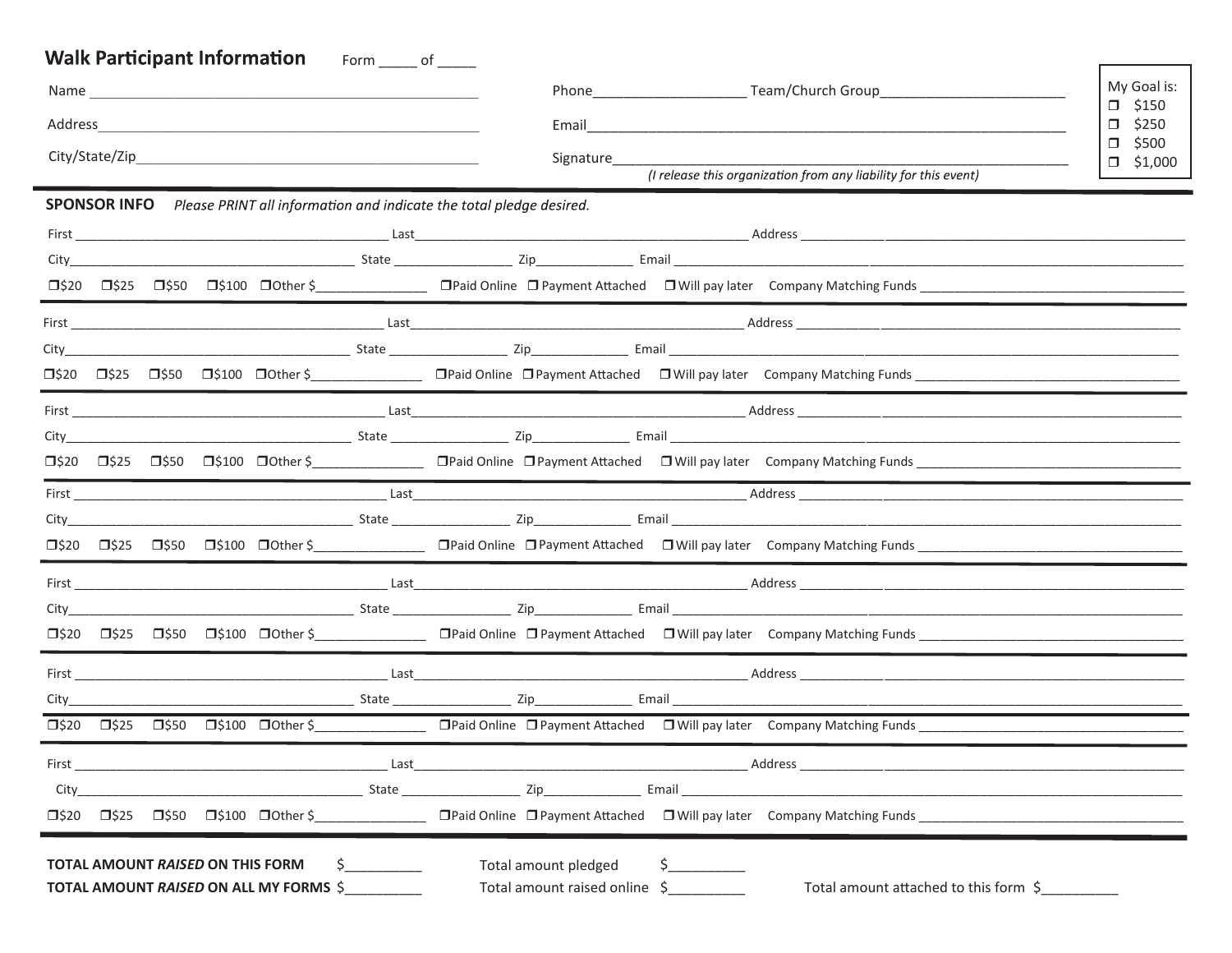## Walk Participant Information

Form _____ of _____

Name ___________________________________________________

Address _________________________________________________

City/State/Zip ____________________________________________

Phone ____________________ Team/Church Group ________________________

Email ____________________________________________________________

Signature _________________________________________________________

*(I release this organization from any liability for this event)*

My Goal is:
- ❒ $150
- ❒ $250
- ❒ $500
- ❒ $1,000

---

**SPONSOR INFO** *Please PRINT all information and indicate the total pledge desired.*

First ___________________________ Last ___________________________ Address ___________________________

City ___________________________ State ________________ Zip ______________ Email ___________________________

❒$20 ❒$25 ❒$50 ❒$100 ❒Other $________________ ❒Paid Online ❒Payment Attached ❒Will pay later Company Matching Funds ___________________________

---

First ___________________________ Last ___________________________ Address ___________________________

City ___________________________ State ________________ Zip ______________ Email ___________________________

❒$20 ❒$25 ❒$50 ❒$100 ❒Other $________________ ❒Paid Online ❒Payment Attached ❒Will pay later Company Matching Funds ___________________________

---

First ___________________________ Last ___________________________ Address ___________________________

City ___________________________ State ________________ Zip ______________ Email ___________________________

❒$20 ❒$25 ❒$50 ❒$100 ❒Other $________________ ❒Paid Online ❒Payment Attached ❒Will pay later Company Matching Funds ___________________________

---

First ___________________________ Last ___________________________ Address ___________________________

City ___________________________ State ________________ Zip ______________ Email ___________________________

❒$20 ❒$25 ❒$50 ❒$100 ❒Other $________________ ❒Paid Online ❒Payment Attached ❒Will pay later Company Matching Funds ___________________________

---

First ___________________________ Last ___________________________ Address ___________________________

City ___________________________ State ________________ Zip ______________ Email ___________________________

❒$20 ❒$25 ❒$50 ❒$100 ❒Other $________________ ❒Paid Online ❒Payment Attached ❒Will pay later Company Matching Funds ___________________________

---

First ___________________________ Last ___________________________ Address ___________________________

City ___________________________ State ________________ Zip ______________ Email ___________________________

❒$20 ❒$25 ❒$50 ❒$100 ❒Other $________________ ❒Paid Online ❒Payment Attached ❒Will pay later Company Matching Funds ___________________________

---

First ___________________________ Last ___________________________ Address ___________________________

City ___________________________ State ________________ Zip ______________ Email ___________________________

❒$20 ❒$25 ❒$50 ❒$100 ❒Other $________________ ❒Paid Online ❒Payment Attached ❒Will pay later Company Matching Funds ___________________________

---

**TOTAL AMOUNT *RAISED* ON THIS FORM** $__________

**TOTAL AMOUNT *RAISED* ON ALL MY FORMS** $__________

Total amount pledged $__________

Total amount raised online $__________

Total amount attached to this form $__________